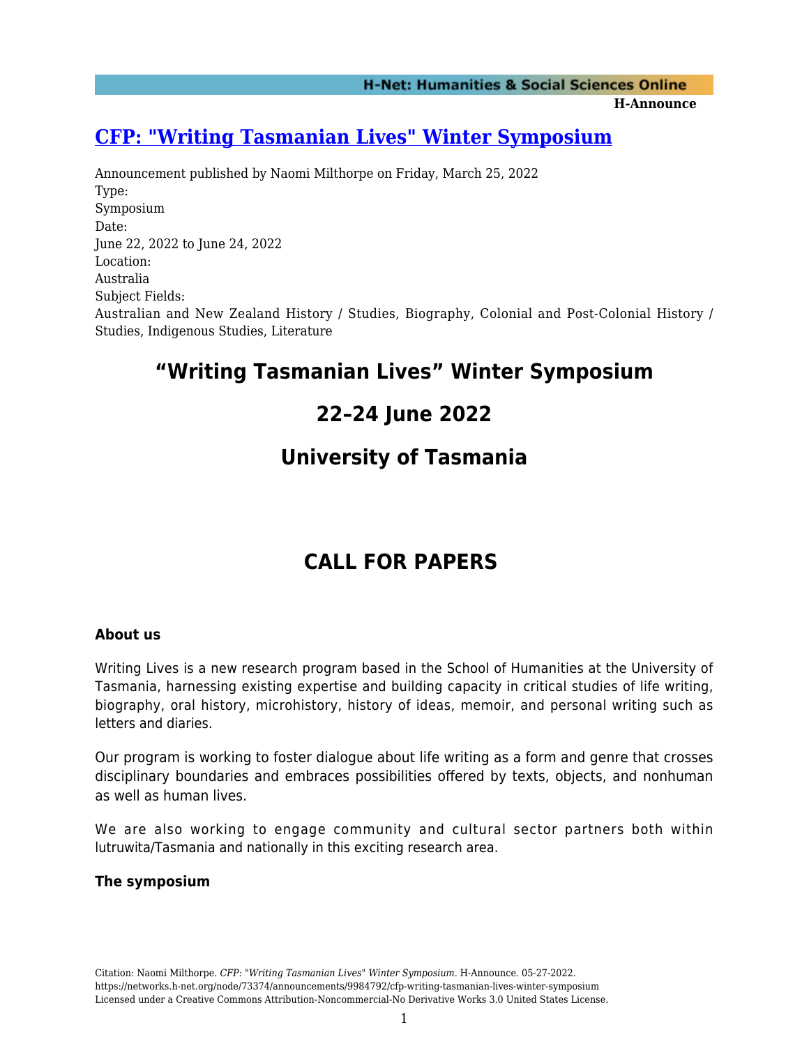# [CFP: "Writing Tasmanian Lives" Winter Symposium](https://networks.h-net.org/node/73374/announcements/9984792/cfp-writing-tasmanian-lives-winter-symposium)

Announcement published by Naomi Milthorpe on Friday, March 25, 2022

Type:
Symposium

Date:
June 22, 2022 to June 24, 2022

Location:
Australia

Subject Fields:
Australian and New Zealand History / Studies, Biography, Colonial and Post-Colonial History / Studies, Indigenous Studies, Literature

## "Writing Tasmanian Lives" Winter Symposium

## 22–24 June 2022

## University of Tasmania

## CALL FOR PAPERS

### About us

Writing Lives is a new research program based in the School of Humanities at the University of Tasmania, harnessing existing expertise and building capacity in critical studies of life writing, biography, oral history, microhistory, history of ideas, memoir, and personal writing such as letters and diaries.

Our program is working to foster dialogue about life writing as a form and genre that crosses disciplinary boundaries and embraces possibilities offered by texts, objects, and nonhuman as well as human lives.

We are also working to engage community and cultural sector partners both within lutruwita/Tasmania and nationally in this exciting research area.

### The symposium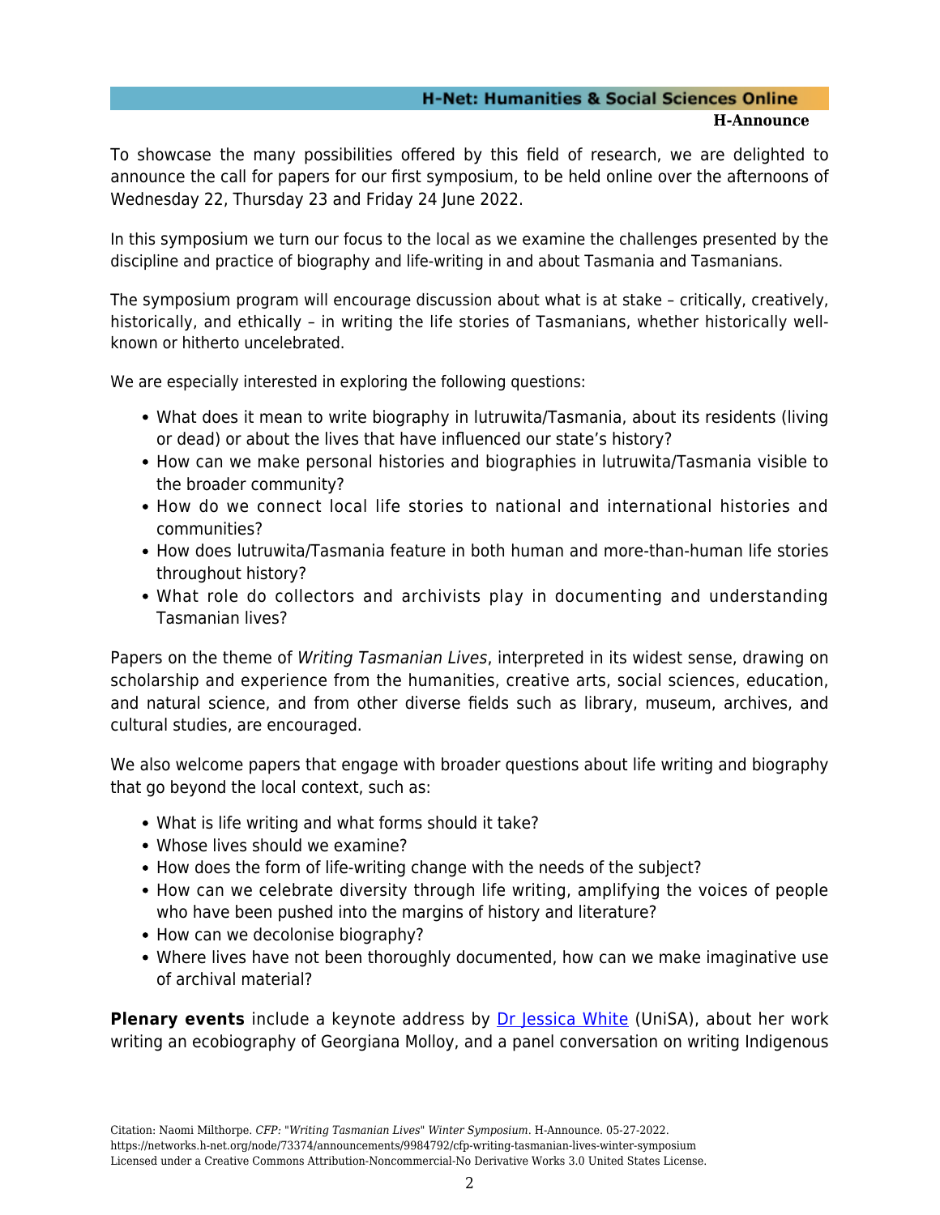To showcase the many possibilities offered by this field of research, we are delighted to announce the call for papers for our first symposium, to be held online over the afternoons of Wednesday 22, Thursday 23 and Friday 24 June 2022.

In this symposium we turn our focus to the local as we examine the challenges presented by the discipline and practice of biography and life-writing in and about Tasmania and Tasmanians.

The symposium program will encourage discussion about what is at stake – critically, creatively, historically, and ethically – in writing the life stories of Tasmanians, whether historically well-known or hitherto uncelebrated.

We are especially interested in exploring the following questions:

- What does it mean to write biography in lutruwita/Tasmania, about its residents (living or dead) or about the lives that have influenced our state's history?
- How can we make personal histories and biographies in lutruwita/Tasmania visible to the broader community?
- How do we connect local life stories to national and international histories and communities?
- How does lutruwita/Tasmania feature in both human and more-than-human life stories throughout history?
- What role do collectors and archivists play in documenting and understanding Tasmanian lives?

Papers on the theme of *Writing Tasmanian Lives*, interpreted in its widest sense, drawing on scholarship and experience from the humanities, creative arts, social sciences, education, and natural science, and from other diverse fields such as library, museum, archives, and cultural studies, are encouraged.

We also welcome papers that engage with broader questions about life writing and biography that go beyond the local context, such as:

- What is life writing and what forms should it take?
- Whose lives should we examine?
- How does the form of life-writing change with the needs of the subject?
- How can we celebrate diversity through life writing, amplifying the voices of people who have been pushed into the margins of history and literature?
- How can we decolonise biography?
- Where lives have not been thoroughly documented, how can we make imaginative use of archival material?

**Plenary events** include a keynote address by [Dr Jessica White](#) (UniSA), about her work writing an ecobiography of Georgiana Molloy, and a panel conversation on writing Indigenous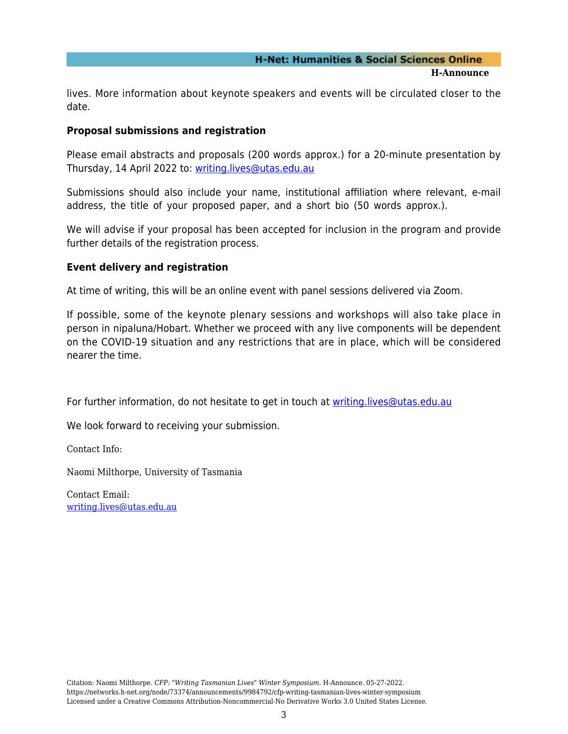lives. More information about keynote speakers and events will be circulated closer to the date.

**Proposal submissions and registration**

Please email abstracts and proposals (200 words approx.) for a 20-minute presentation by Thursday, 14 April 2022 to: writing.lives@utas.edu.au

Submissions should also include your name, institutional affiliation where relevant, e-mail address, the title of your proposed paper, and a short bio (50 words approx.).

We will advise if your proposal has been accepted for inclusion in the program and provide further details of the registration process.

**Event delivery and registration**

At time of writing, this will be an online event with panel sessions delivered via Zoom.

If possible, some of the keynote plenary sessions and workshops will also take place in person in nipaluna/Hobart. Whether we proceed with any live components will be dependent on the COVID-19 situation and any restrictions that are in place, which will be considered nearer the time.

For further information, do not hesitate to get in touch at writing.lives@utas.edu.au

We look forward to receiving your submission.

Contact Info:

Naomi Milthorpe, University of Tasmania

Contact Email:
writing.lives@utas.edu.au

Citation: Naomi Milthorpe. *CFP: "Writing Tasmanian Lives" Winter Symposium*. H-Announce. 05-27-2022.
https://networks.h-net.org/node/73374/announcements/9984792/cfp-writing-tasmanian-lives-winter-symposium
Licensed under a Creative Commons Attribution-Noncommercial-No Derivative Works 3.0 United States License.